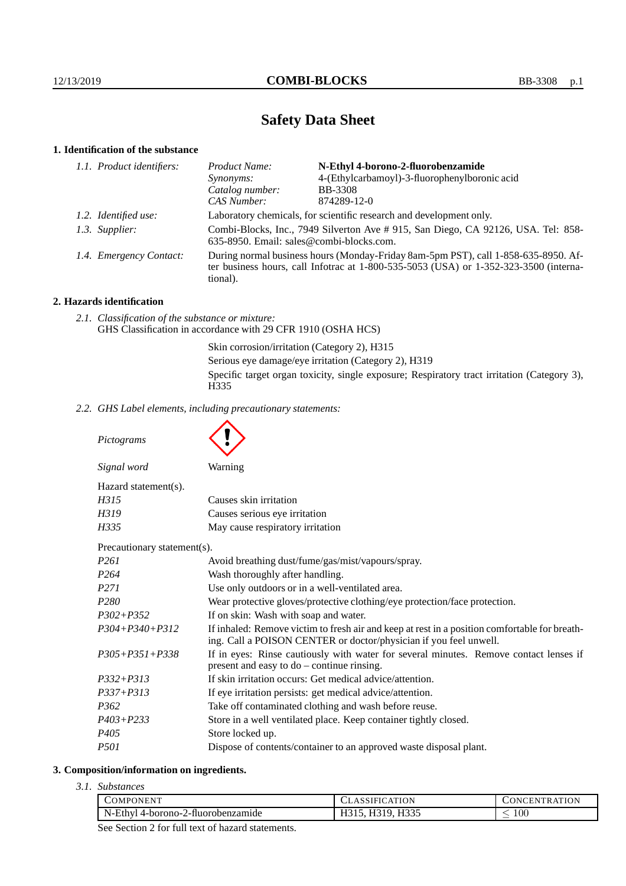# Safety Data Sheet

## 1. Identification of the substance

*1.1. Product identifiers:*

| | |
|---|---|
| *Product Name:* | **N-Ethyl 4-borono-2-fluorobenzamide** |
| *Synonyms:* | 4-(Ethylcarbamoyl)-3-fluorophenylboronic acid |
| *Catalog number:* | BB-3308 |
| *CAS Number:* | 874289-12-0 |

*1.2. Identified use:* Laboratory chemicals, for scientific research and development only.

*1.3. Supplier:* Combi-Blocks, Inc., 7949 Silverton Ave # 915, San Diego, CA 92126, USA. Tel: 858-635-8950. Email: sales@combi-blocks.com.

*1.4. Emergency Contact:* During normal business hours (Monday-Friday 8am-5pm PST), call 1-858-635-8950. After business hours, call Infotrac at 1-800-535-5053 (USA) or 1-352-323-3500 (international).

## 2. Hazards identification

*2.1. Classification of the substance or mixture:*
GHS Classification in accordance with 29 CFR 1910 (OSHA HCS)

Skin corrosion/irritation (Category 2), H315
Serious eye damage/eye irritation (Category 2), H319
Specific target organ toxicity, single exposure; Respiratory tract irritation (Category 3), H335

*2.2. GHS Label elements, including precautionary statements:*

*Pictograms*

*Signal word* Warning

Hazard statement(s).

| | |
|---|---|
| *H315* | Causes skin irritation |
| *H319* | Causes serious eye irritation |
| *H335* | May cause respiratory irritation |

Precautionary statement(s).

| | |
|---|---|
| *P261* | Avoid breathing dust/fume/gas/mist/vapours/spray. |
| *P264* | Wash thoroughly after handling. |
| *P271* | Use only outdoors or in a well-ventilated area. |
| *P280* | Wear protective gloves/protective clothing/eye protection/face protection. |
| *P302+P352* | If on skin: Wash with soap and water. |
| *P304+P340+P312* | If inhaled: Remove victim to fresh air and keep at rest in a position comfortable for breathing. Call a POISON CENTER or doctor/physician if you feel unwell. |
| *P305+P351+P338* | If in eyes: Rinse cautiously with water for several minutes. Remove contact lenses if present and easy to do – continue rinsing. |
| *P332+P313* | If skin irritation occurs: Get medical advice/attention. |
| *P337+P313* | If eye irritation persists: get medical advice/attention. |
| *P362* | Take off contaminated clothing and wash before reuse. |
| *P403+P233* | Store in a well ventilated place. Keep container tightly closed. |
| *P405* | Store locked up. |
| *P501* | Dispose of contents/container to an approved waste disposal plant. |

## 3. Composition/information on ingredients.

*3.1. Substances*

| Component | Classification | Concentration |
|---|---|---|
| N-Ethyl 4-borono-2-fluorobenzamide | H315, H319, H335 | $\leq 100$ |

See Section 2 for full text of hazard statements.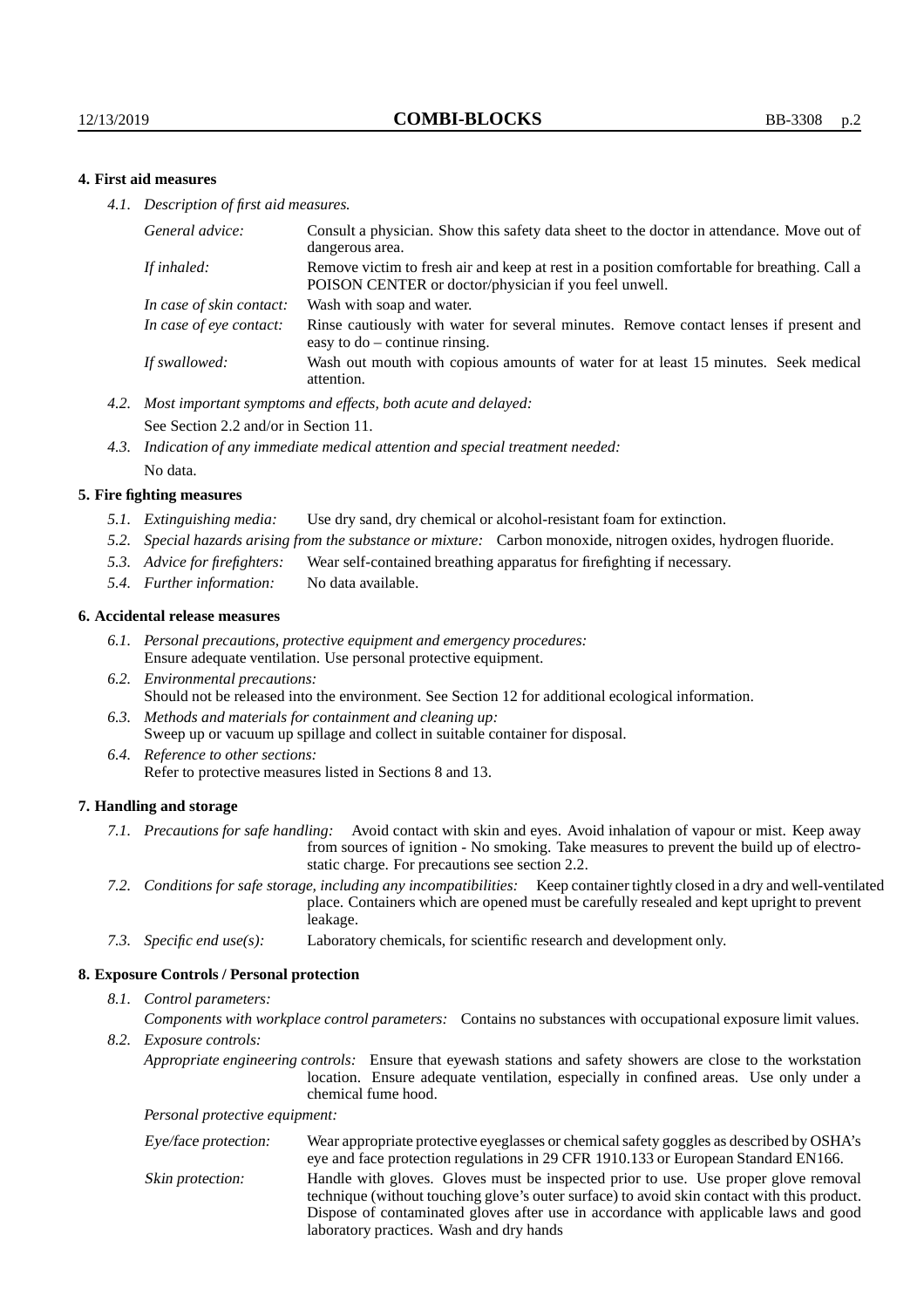## 4. First aid measures

*4.1. Description of first aid measures.*

| | |
|---|---|
| *General advice:* | Consult a physician. Show this safety data sheet to the doctor in attendance. Move out of dangerous area. |
| *If inhaled:* | Remove victim to fresh air and keep at rest in a position comfortable for breathing. Call a POISON CENTER or doctor/physician if you feel unwell. |
| *In case of skin contact:* | Wash with soap and water. |
| *In case of eye contact:* | Rinse cautiously with water for several minutes. Remove contact lenses if present and easy to do – continue rinsing. |
| *If swallowed:* | Wash out mouth with copious amounts of water for at least 15 minutes. Seek medical attention. |

*4.2. Most important symptoms and effects, both acute and delayed:*
See Section 2.2 and/or in Section 11.

*4.3. Indication of any immediate medical attention and special treatment needed:*
No data.

## 5. Fire fighting measures

*5.1. Extinguishing media:* Use dry sand, dry chemical or alcohol-resistant foam for extinction.

*5.2. Special hazards arising from the substance or mixture:* Carbon monoxide, nitrogen oxides, hydrogen fluoride.

*5.3. Advice for firefighters:* Wear self-contained breathing apparatus for firefighting if necessary.

*5.4. Further information:* No data available.

## 6. Accidental release measures

*6.1. Personal precautions, protective equipment and emergency procedures:*
Ensure adequate ventilation. Use personal protective equipment.

*6.2. Environmental precautions:*
Should not be released into the environment. See Section 12 for additional ecological information.

*6.3. Methods and materials for containment and cleaning up:*
Sweep up or vacuum up spillage and collect in suitable container for disposal.

*6.4. Reference to other sections:*
Refer to protective measures listed in Sections 8 and 13.

## 7. Handling and storage

*7.1. Precautions for safe handling:* Avoid contact with skin and eyes. Avoid inhalation of vapour or mist. Keep away from sources of ignition - No smoking. Take measures to prevent the build up of electrostatic charge. For precautions see section 2.2.

*7.2. Conditions for safe storage, including any incompatibilities:* Keep container tightly closed in a dry and well-ventilated place. Containers which are opened must be carefully resealed and kept upright to prevent leakage.

*7.3. Specific end use(s):* Laboratory chemicals, for scientific research and development only.

## 8. Exposure Controls / Personal protection

*8.1. Control parameters:*

*Components with workplace control parameters:* Contains no substances with occupational exposure limit values.

*8.2. Exposure controls:*

*Appropriate engineering controls:* Ensure that eyewash stations and safety showers are close to the workstation location. Ensure adequate ventilation, especially in confined areas. Use only under a chemical fume hood.

*Personal protective equipment:*

| | |
|---|---|
| *Eye/face protection:* | Wear appropriate protective eyeglasses or chemical safety goggles as described by OSHA's eye and face protection regulations in 29 CFR 1910.133 or European Standard EN166. |
| *Skin protection:* | Handle with gloves. Gloves must be inspected prior to use. Use proper glove removal technique (without touching glove's outer surface) to avoid skin contact with this product. Dispose of contaminated gloves after use in accordance with applicable laws and good laboratory practices. Wash and dry hands |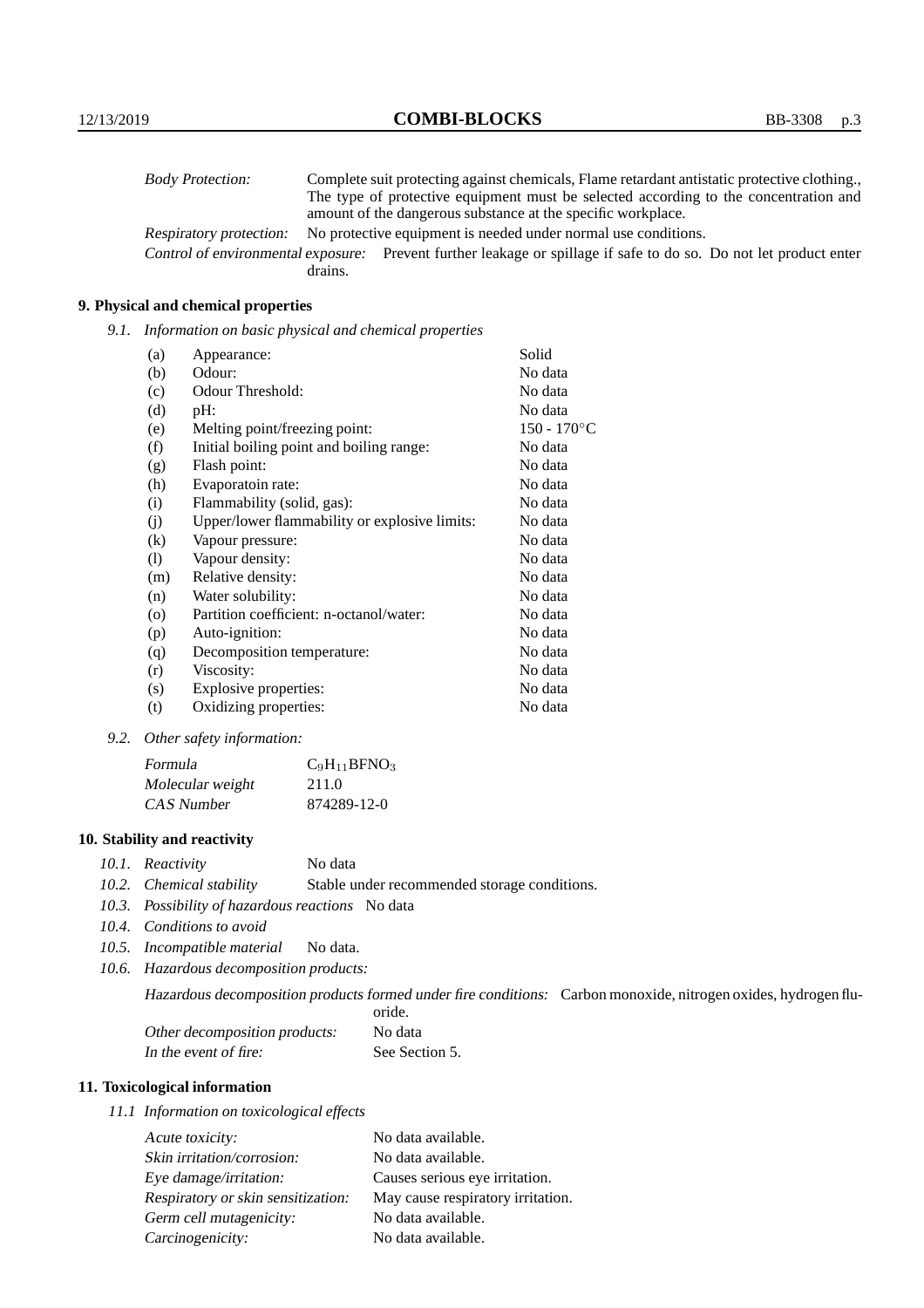| | |
|---|---|
| *Body Protection:* | Complete suit protecting against chemicals, Flame retardant antistatic protective clothing., The type of protective equipment must be selected according to the concentration and amount of the dangerous substance at the specific workplace. |
| *Respiratory protection:* | No protective equipment is needed under normal use conditions. |
| *Control of environmental exposure:* | Prevent further leakage or spillage if safe to do so. Do not let product enter drains. |

## 9. Physical and chemical properties

*9.1. Information on basic physical and chemical properties*

| | | |
|---|---|---|
| (a) | Appearance: | Solid |
| (b) | Odour: | No data |
| (c) | Odour Threshold: | No data |
| (d) | pH: | No data |
| (e) | Melting point/freezing point: | 150 - 170°C |
| (f) | Initial boiling point and boiling range: | No data |
| (g) | Flash point: | No data |
| (h) | Evaporatoin rate: | No data |
| (i) | Flammability (solid, gas): | No data |
| (j) | Upper/lower flammability or explosive limits: | No data |
| (k) | Vapour pressure: | No data |
| (l) | Vapour density: | No data |
| (m) | Relative density: | No data |
| (n) | Water solubility: | No data |
| (o) | Partition coefficient: n-octanol/water: | No data |
| (p) | Auto-ignition: | No data |
| (q) | Decomposition temperature: | No data |
| (r) | Viscosity: | No data |
| (s) | Explosive properties: | No data |
| (t) | Oxidizing properties: | No data |

*9.2. Other safety information:*

| | |
|---|---|
| *Formula* | $C_9H_{11}BFNO_3$ |
| *Molecular weight* | 211.0 |
| *CAS Number* | 874289-12-0 |

## 10. Stability and reactivity

*10.1. Reactivity* No data

*10.2. Chemical stability* Stable under recommended storage conditions.

*10.3. Possibility of hazardous reactions* No data

*10.4. Conditions to avoid*

*10.5. Incompatible material* No data.

*10.6. Hazardous decomposition products:*

*Hazardous decomposition products formed under fire conditions:* Carbon monoxide, nitrogen oxides, hydrogen fluoride.

| | |
|---|---|
| *Other decomposition products:* | No data |
| *In the event of fire:* | See Section 5. |

## 11. Toxicological information

*11.1 Information on toxicological effects*

| | |
|---|---|
| *Acute toxicity:* | No data available. |
| *Skin irritation/corrosion:* | No data available. |
| *Eye damage/irritation:* | Causes serious eye irritation. |
| *Respiratory or skin sensitization:* | May cause respiratory irritation. |
| *Germ cell mutagenicity:* | No data available. |
| *Carcinogenicity:* | No data available. |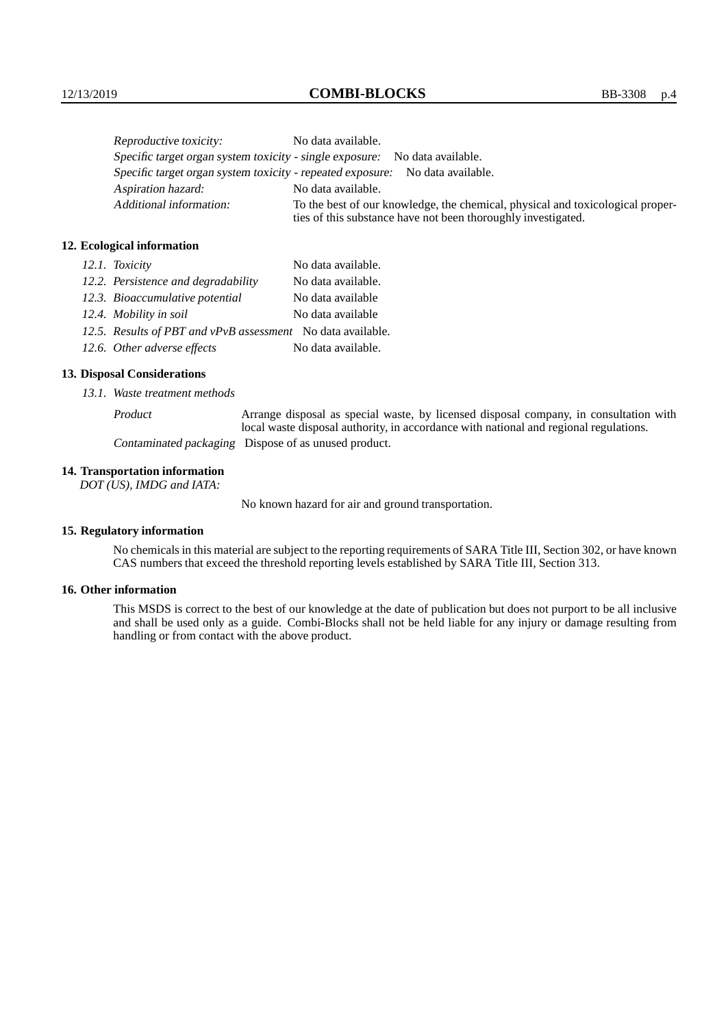| | |
|---|---|
| *Reproductive toxicity:* | No data available. |
| *Specific target organ system toxicity - single exposure:* | No data available. |
| *Specific target organ system toxicity - repeated exposure:* | No data available. |
| *Aspiration hazard:* | No data available. |
| *Additional information:* | To the best of our knowledge, the chemical, physical and toxicological properties of this substance have not been thoroughly investigated. |

### 12. Ecological information

| | |
|---|---|
| *12.1. Toxicity* | No data available. |
| *12.2. Persistence and degradability* | No data available. |
| *12.3. Bioaccumulative potential* | No data available |
| *12.4. Mobility in soil* | No data available |
| *12.5. Results of PBT and vPvB assessment* | No data available. |
| *12.6. Other adverse effects* | No data available. |

### 13. Disposal Considerations

*13.1. Waste treatment methods*

| | |
|---|---|
| *Product* | Arrange disposal as special waste, by licensed disposal company, in consultation with local waste disposal authority, in accordance with national and regional regulations. |
| *Contaminated packaging* | Dispose of as unused product. |

### 14. Transportation information

*DOT (US), IMDG and IATA:*

No known hazard for air and ground transportation.

### 15. Regulatory information

No chemicals in this material are subject to the reporting requirements of SARA Title III, Section 302, or have known CAS numbers that exceed the threshold reporting levels established by SARA Title III, Section 313.

### 16. Other information

This MSDS is correct to the best of our knowledge at the date of publication but does not purport to be all inclusive and shall be used only as a guide. Combi-Blocks shall not be held liable for any injury or damage resulting from handling or from contact with the above product.